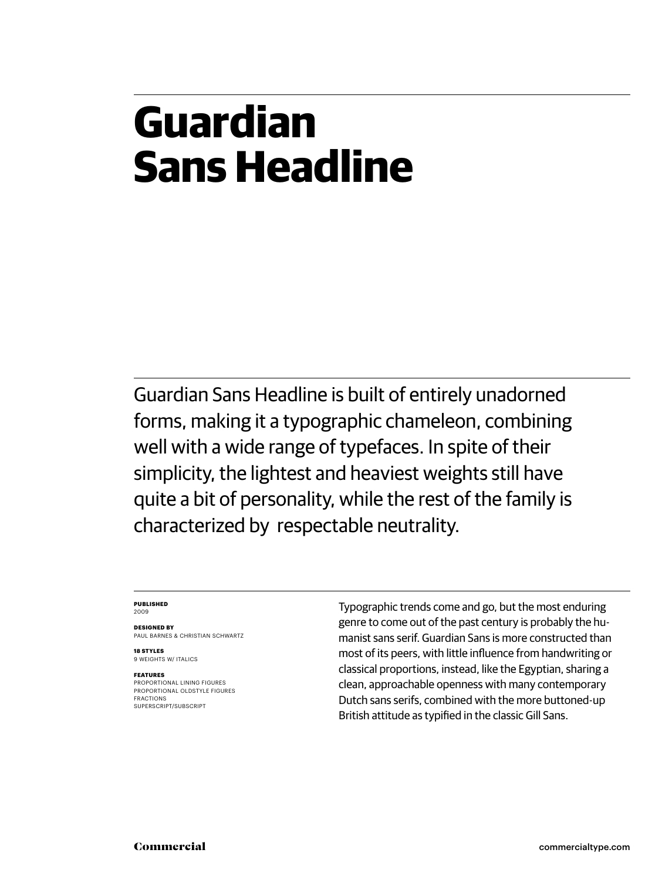# Guardian Sans Headline

Guardian Sans Headline is built of entirely unadorned forms, making it a typographic chameleon, combining well with a wide range of typefaces. In spite of their simplicity, the lightest and heaviest weights still have quite a bit of personality, while the rest of the family is characterized by  respectable neutrality.

**PUBLISHED**
2009

**DESIGNED BY**
PAUL BARNES & CHRISTIAN SCHWARTZ

**18 STYLES**
9 WEIGHTS W/ ITALICS

**FEATURES**
PROPORTIONAL LINING FIGURES
PROPORTIONAL OLDSTYLE FIGURES
FRACTIONS
SUPERSCRIPT/SUBSCRIPT

Typographic trends come and go, but the most enduring genre to come out of the past century is probably the humanist sans serif. Guardian Sans is more constructed than most of its peers, with little influence from handwriting or classical proportions, instead, like the Egyptian, sharing a clean, approachable openness with many contemporary Dutch sans serifs, combined with the more buttoned-up British attitude as typified in the classic Gill Sans.

Commercial

commercialtype.com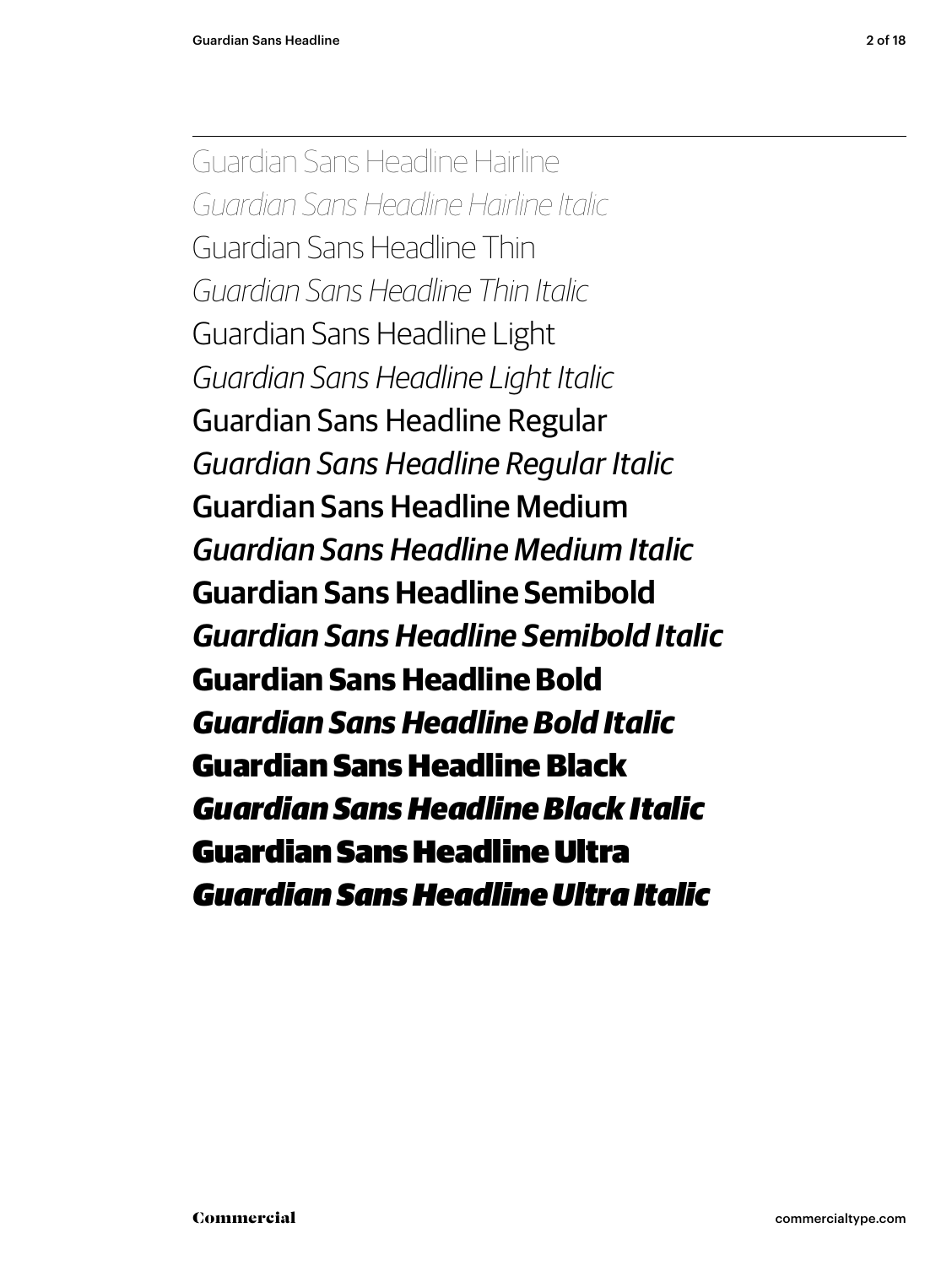Guardian Sans Headline Hairline

*Guardian Sans Headline Hairline Italic*

Guardian Sans Headline Thin

*Guardian Sans Headline Thin Italic*

Guardian Sans Headline Light

*Guardian Sans Headline Light Italic*

Guardian Sans Headline Regular

*Guardian Sans Headline Regular Italic*

Guardian Sans Headline Medium

*Guardian Sans Headline Medium Italic*

**Guardian Sans Headline Semibold**

***Guardian Sans Headline Semibold Italic***

**Guardian Sans Headline Bold**

***Guardian Sans Headline Bold Italic***

**Guardian Sans Headline Black**

***Guardian Sans Headline Black Italic***

**Guardian Sans Headline Ultra**

***Guardian Sans Headline Ultra Italic***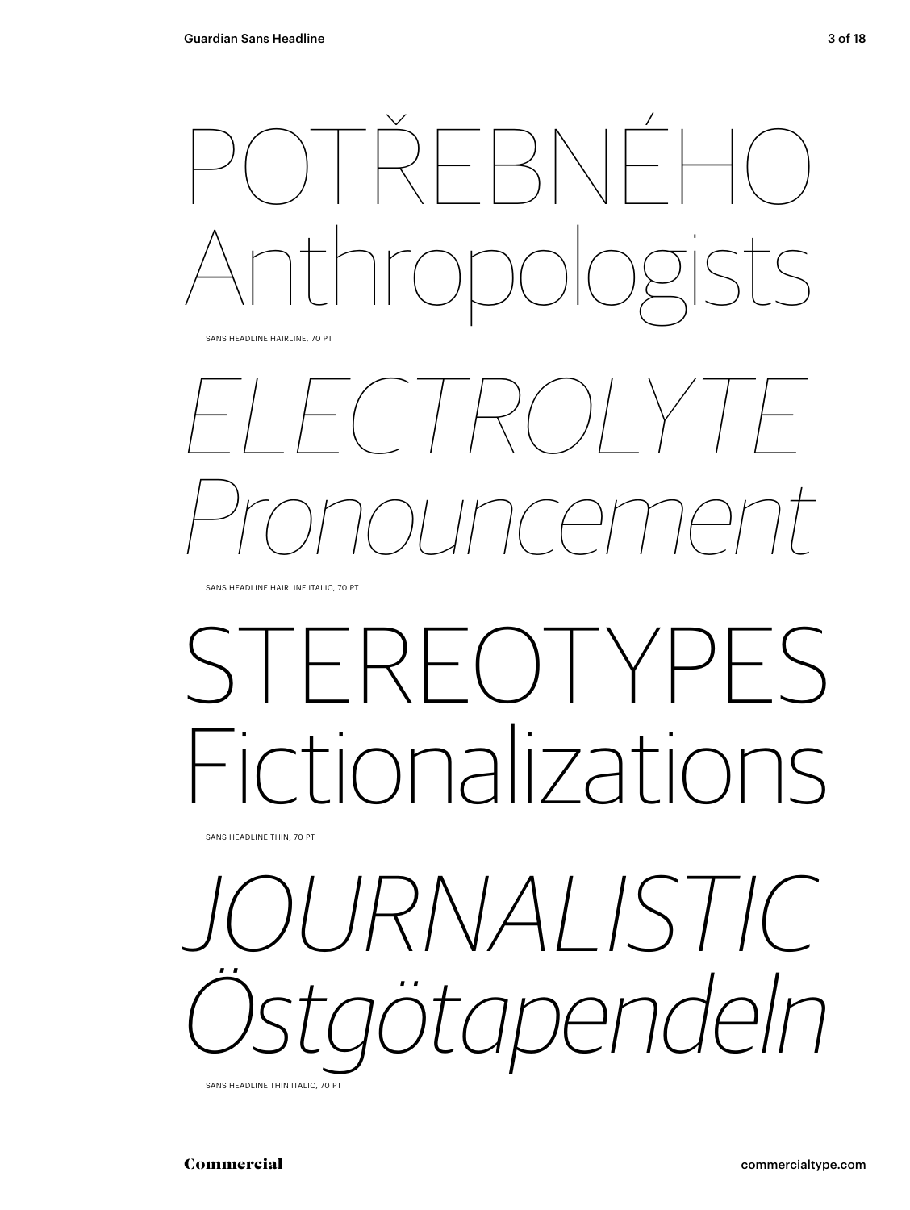POTŘEBNÉHO
Anthropologists

SANS HEADLINE HAIRLINE, 70 PT

*ELECTROLYTE*
*Pronouncement*

SANS HEADLINE HAIRLINE ITALIC, 70 PT

STEREOTYPES
Fictionalizations

SANS HEADLINE THIN, 70 PT

*JOURNALISTIC*
*Östgötapendeln*

SANS HEADLINE THIN ITALIC, 70 PT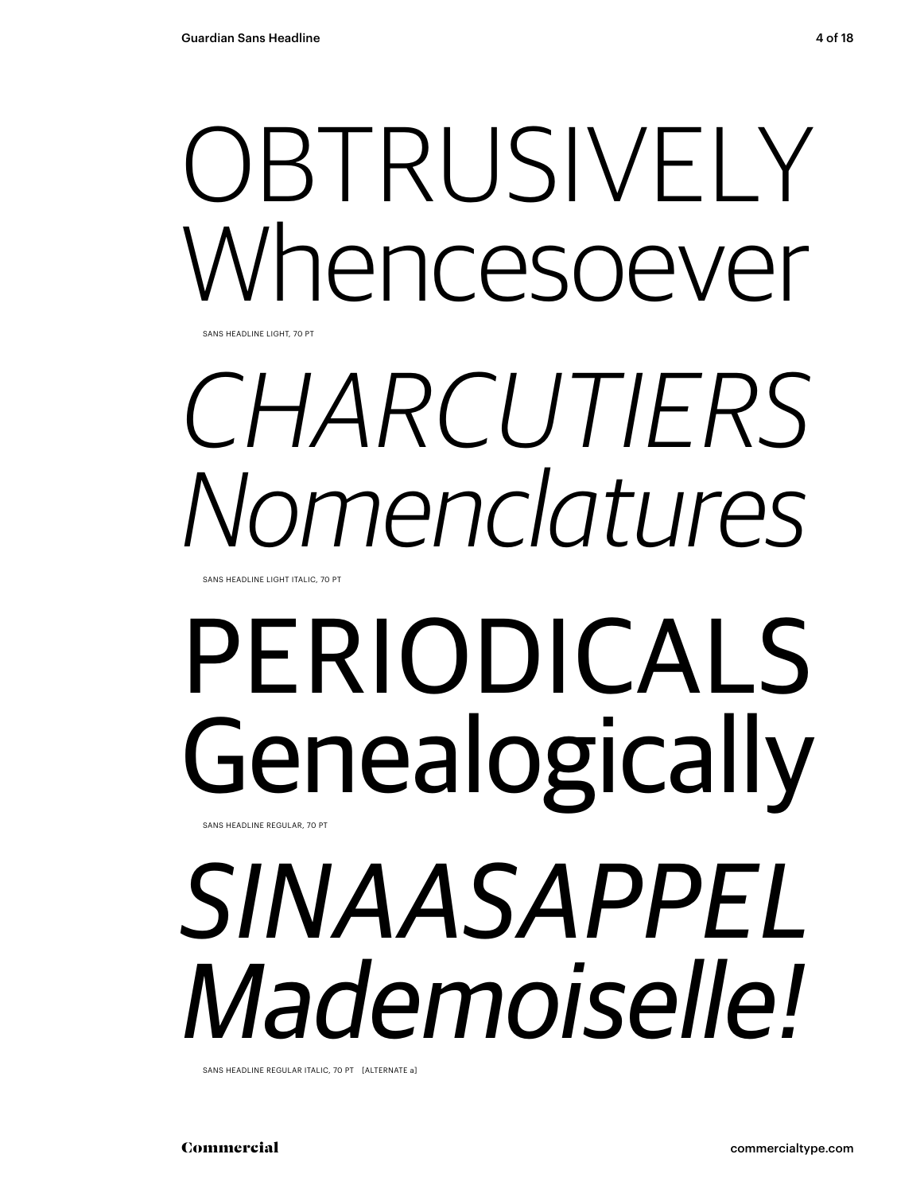OBTRUSIVELY
Whencesoever

SANS HEADLINE LIGHT, 70 PT

*CHARCUTIERS*
*Nomenclatures*

SANS HEADLINE LIGHT ITALIC, 70 PT

PERIODICALS
Genealogically

SANS HEADLINE REGULAR, 70 PT

*SINAASAPPEL*
*Mademoiselle!*

SANS HEADLINE REGULAR ITALIC, 70 PT [ALTERNATE a]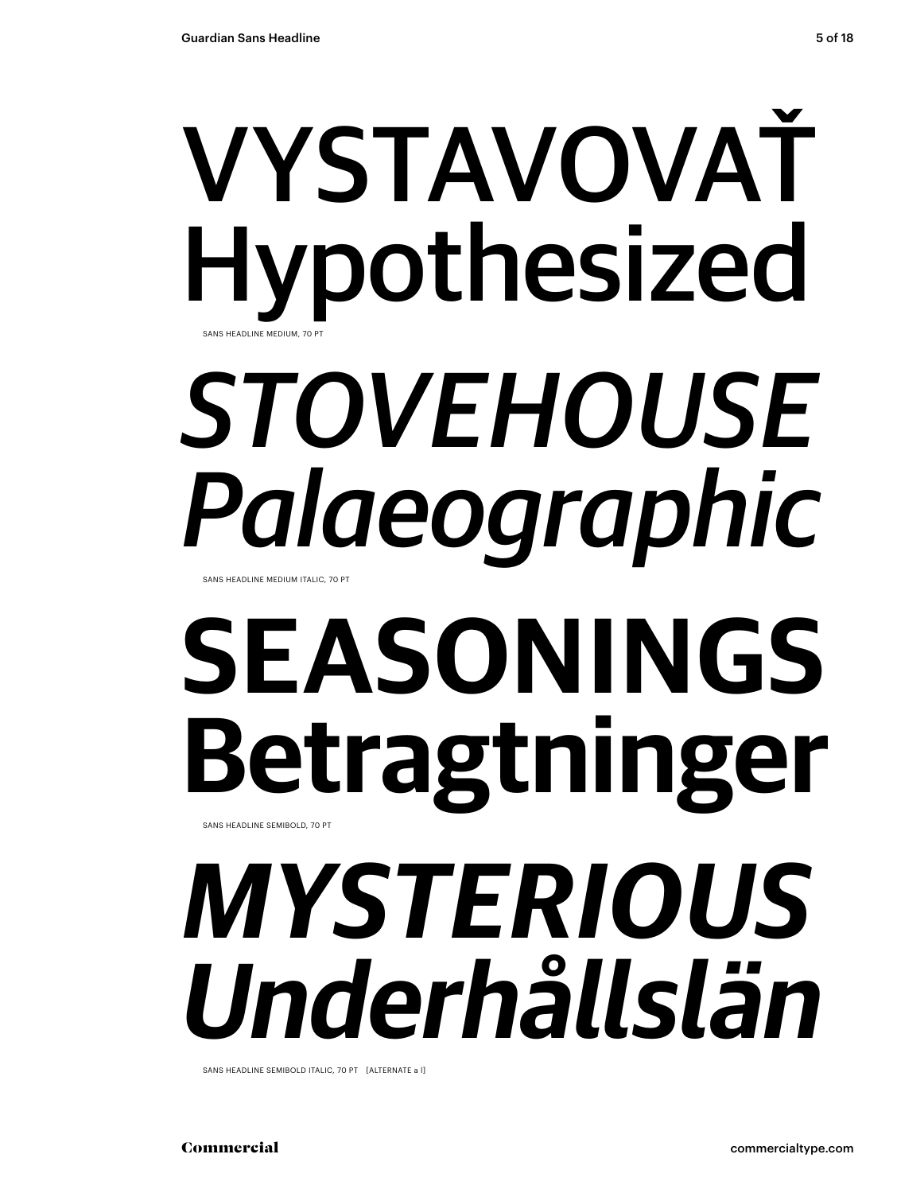VYSTAVOVAŤ
Hypothesized

SANS HEADLINE MEDIUM, 70 PT

*STOVEHOUSE*
*Palaeographic*

SANS HEADLINE MEDIUM ITALIC, 70 PT

**SEASONINGS**
**Betragtninger**

SANS HEADLINE SEMIBOLD, 70 PT

***MYSTERIOUS***
***Underhållslän***

SANS HEADLINE SEMIBOLD ITALIC, 70 PT [ALTERNATE a l]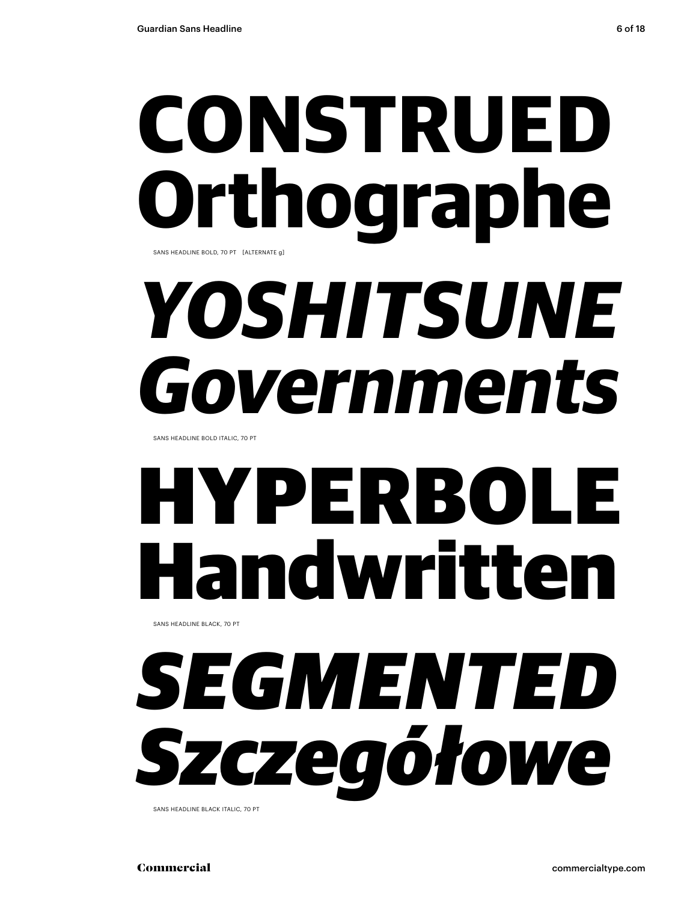# CONSTRUED Orthographe

SANS HEADLINE BOLD, 70 PT [ALTERNATE g]

# *YOSHITSUNE Governments*

SANS HEADLINE BOLD ITALIC, 70 PT

# HYPERBOLE Handwritten

SANS HEADLINE BLACK, 70 PT

# *SEGMENTED Szczegółowe*

SANS HEADLINE BLACK ITALIC, 70 PT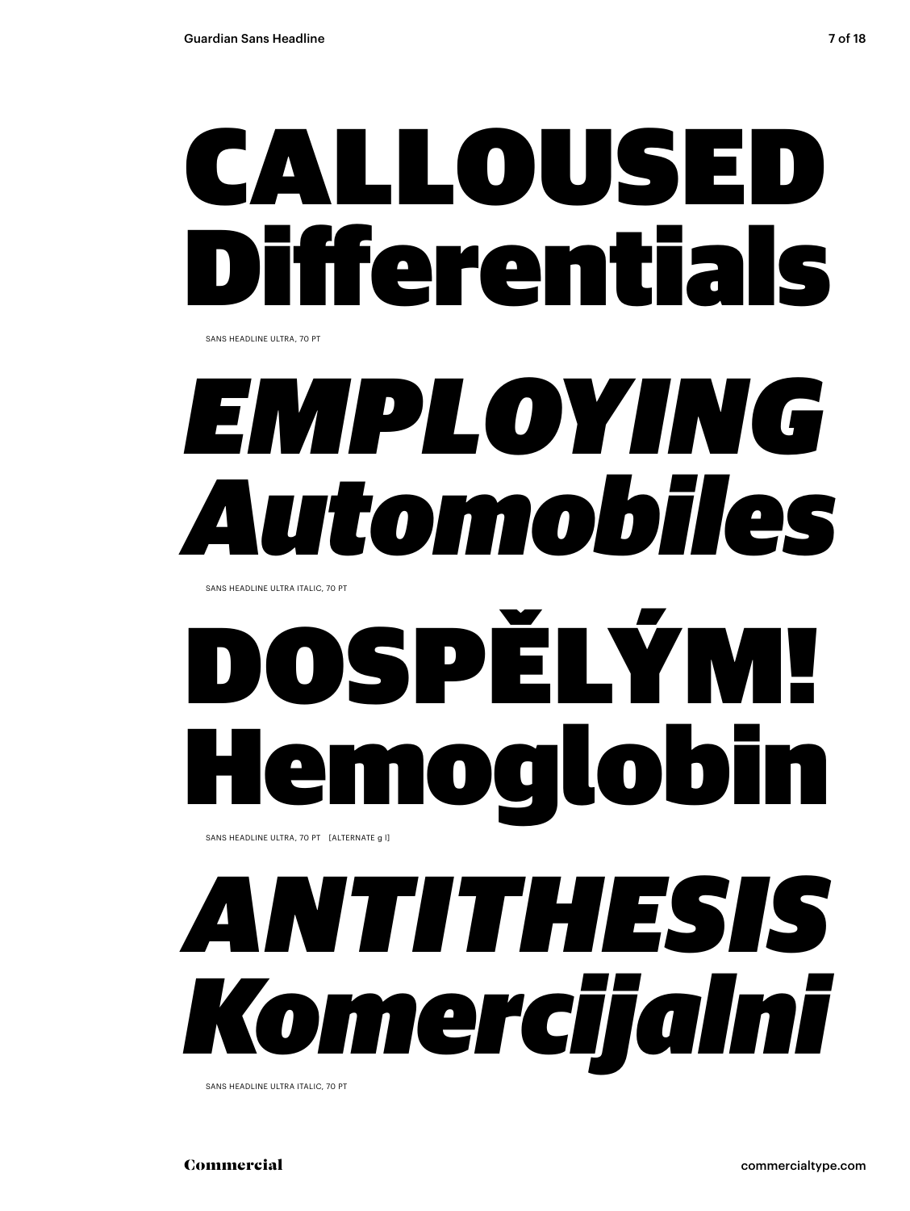# CALLOUSED Differentials

SANS HEADLINE ULTRA, 70 PT

# *EMPLOYING Automobiles*

SANS HEADLINE ULTRA ITALIC, 70 PT

# DOSPĚLÝM! Hemoglobin

SANS HEADLINE ULTRA, 70 PT [ALTERNATE g l]

# *ANTITHESIS Komercijalni*

SANS HEADLINE ULTRA ITALIC, 70 PT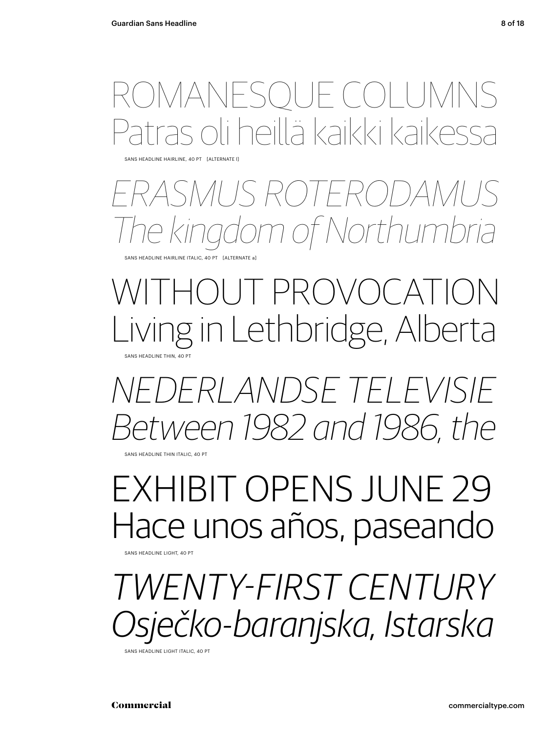ROMANESQUE COLUMNS
Patras oli heillä kaikki kaikessa

SANS HEADLINE HAIRLINE, 40 PT [ALTERNATE l]

*ERASMUS ROTERODAMUS*
*The kingdom of Northumbria*

SANS HEADLINE HAIRLINE ITALIC, 40 PT [ALTERNATE a]

WITHOUT PROVOCATION
Living in Lethbridge, Alberta

SANS HEADLINE THIN, 40 PT

*NEDERLANDSE TELEVISIE*
*Between 1982 and 1986, the*

SANS HEADLINE THIN ITALIC, 40 PT

EXHIBIT OPENS JUNE 29
Hace unos años, paseando

SANS HEADLINE LIGHT, 40 PT

*TWENTY-FIRST CENTURY*
*Osječko-baranjska, Istarska*

SANS HEADLINE LIGHT ITALIC, 40 PT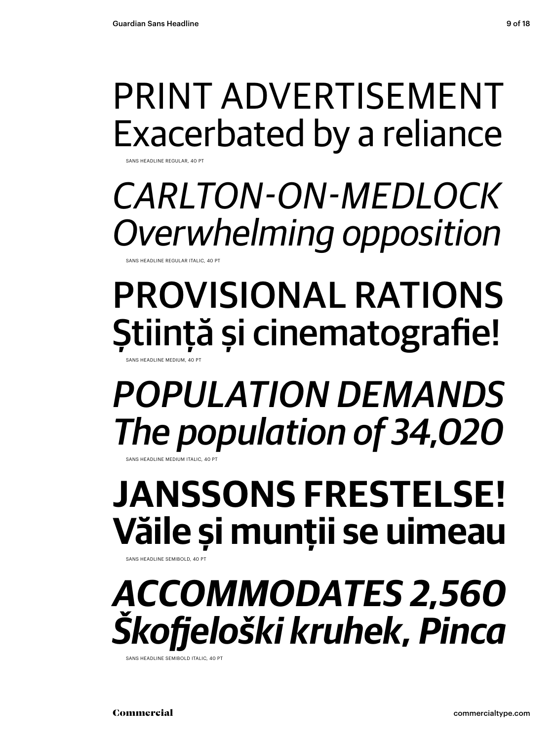PRINT ADVERTISEMENT
Exacerbated by a reliance

SANS HEADLINE REGULAR, 40 PT

*CARLTON-ON-MEDLOCK*
*Overwhelming opposition*

SANS HEADLINE REGULAR ITALIC, 40 PT

PROVISIONAL RATIONS
Știință și cinematografie!

SANS HEADLINE MEDIUM, 40 PT

*POPULATION DEMANDS*
*The population of 34,020*

SANS HEADLINE MEDIUM ITALIC, 40 PT

**JANSSONS FRESTELSE!**
**Văile și munții se uimeau**

SANS HEADLINE SEMIBOLD, 40 PT

***ACCOMMODATES 2,560***
***Škofjeloški kruhek, Pinca***

SANS HEADLINE SEMIBOLD ITALIC, 40 PT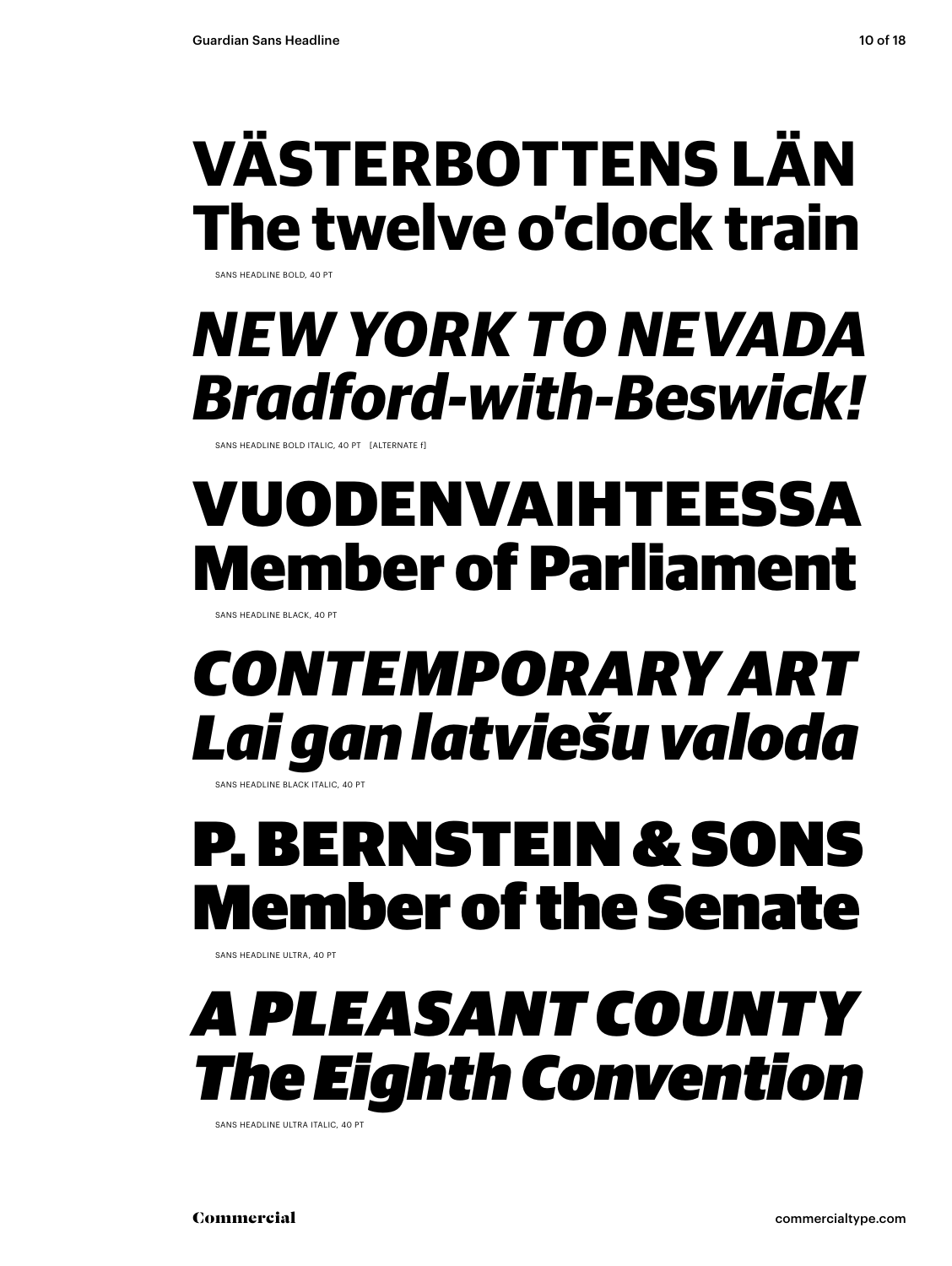**VÄSTERBOTTENS LÄN**
**The twelve o'clock train**

SANS HEADLINE BOLD, 40 PT

***NEW YORK TO NEVADA***
***Bradford-with-Beswick!***

SANS HEADLINE BOLD ITALIC, 40 PT [ALTERNATE f]

**VUODENVAIHTEESSA**
**Member of Parliament**

SANS HEADLINE BLACK, 40 PT

***CONTEMPORARY ART***
***Lai gan latviešu valoda***

SANS HEADLINE BLACK ITALIC, 40 PT

**P. BERNSTEIN & SONS**
**Member of the Senate**

SANS HEADLINE ULTRA, 40 PT

***A PLEASANT COUNTY***
***The Eighth Convention***

SANS HEADLINE ULTRA ITALIC, 40 PT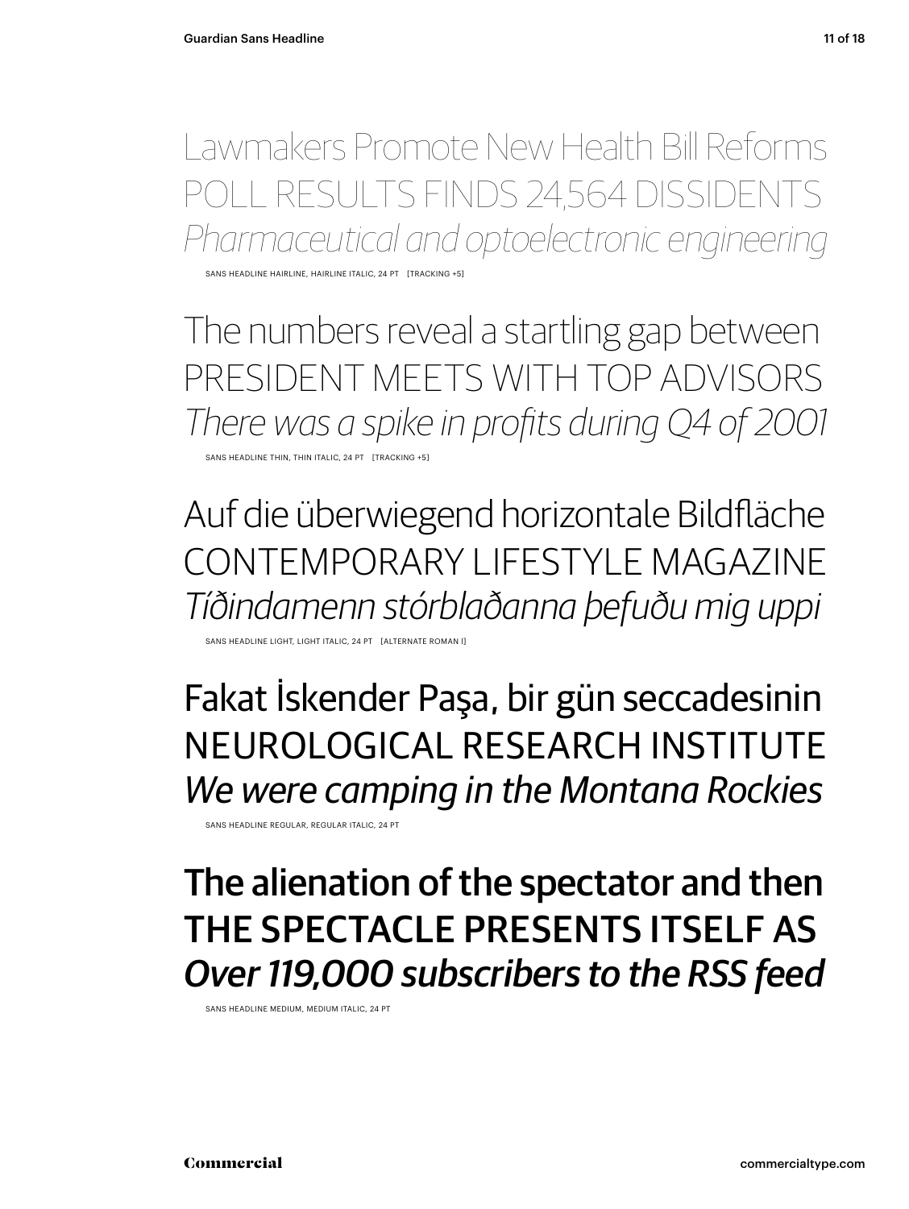Lawmakers Promote New Health Bill Reforms
POLL RESULTS FINDS 24,564 DISSIDENTS
*Pharmaceutical and optoelectronic engineering*

SANS HEADLINE HAIRLINE, HAIRLINE ITALIC, 24 PT [TRACKING +5]

The numbers reveal a startling gap between
PRESIDENT MEETS WITH TOP ADVISORS
*There was a spike in profits during Q4 of 2001*

SANS HEADLINE THIN, THIN ITALIC, 24 PT [TRACKING +5]

Auf die überwiegend horizontale Bildfläche
CONTEMPORARY LIFESTYLE MAGAZINE
*Tíðindamenn stórblaðanna þefuðu mig uppi*

SANS HEADLINE LIGHT, LIGHT ITALIC, 24 PT [ALTERNATE ROMAN l]

Fakat İskender Paşa, bir gün seccadesinin
NEUROLOGICAL RESEARCH INSTITUTE
*We were camping in the Montana Rockies*

SANS HEADLINE REGULAR, REGULAR ITALIC, 24 PT

**The alienation of the spectator and then**
**THE SPECTACLE PRESENTS ITSELF AS**
***Over 119,000 subscribers to the RSS feed***

SANS HEADLINE MEDIUM, MEDIUM ITALIC, 24 PT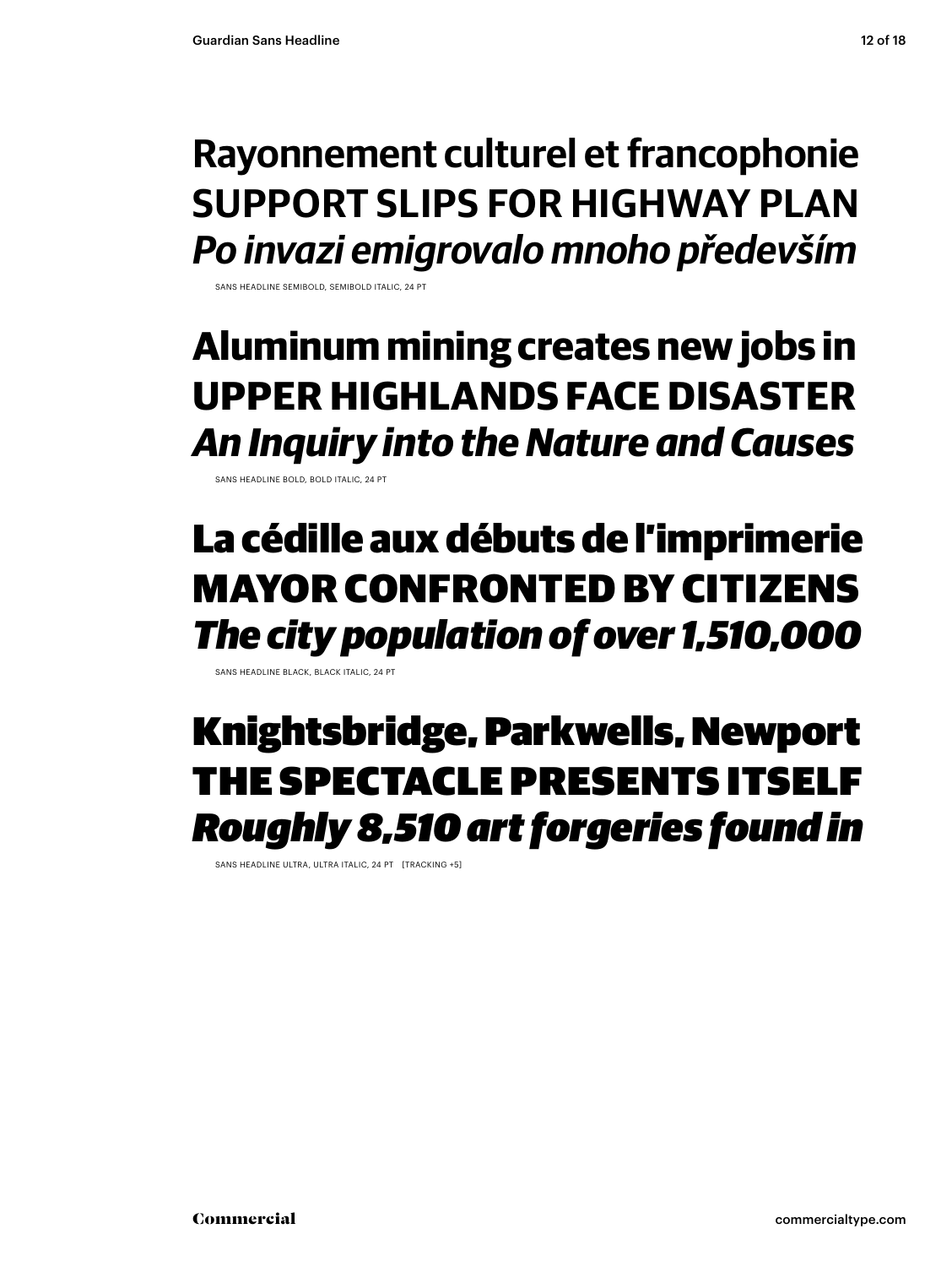**Rayonnement culturel et francophonie**
**SUPPORT SLIPS FOR HIGHWAY PLAN**
***Po invazi emigrovalo mnoho především***

SANS HEADLINE SEMIBOLD, SEMIBOLD ITALIC, 24 PT

**Aluminum mining creates new jobs in**
**UPPER HIGHLANDS FACE DISASTER**
***An Inquiry into the Nature and Causes***

SANS HEADLINE BOLD, BOLD ITALIC, 24 PT

**La cédille aux débuts de l'imprimerie**
**MAYOR CONFRONTED BY CITIZENS**
***The city population of over 1,510,000***

SANS HEADLINE BLACK, BLACK ITALIC, 24 PT

**Knightsbridge, Parkwells, Newport**
**THE SPECTACLE PRESENTS ITSELF**
***Roughly 8,510 art forgeries found in***

SANS HEADLINE ULTRA, ULTRA ITALIC, 24 PT [TRACKING +5]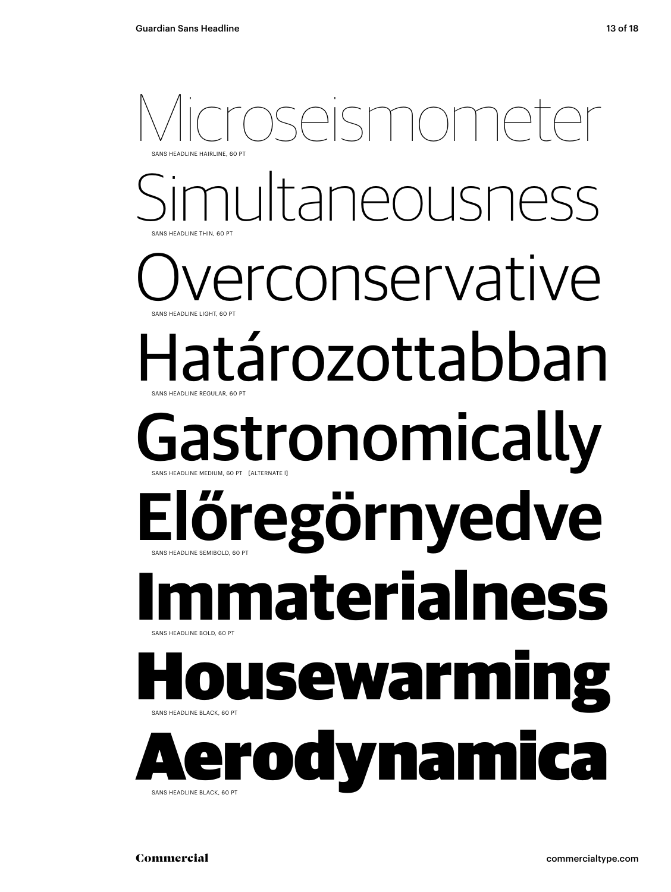Microseismometer

SANS HEADLINE HAIRLINE, 60 PT

Simultaneousness

SANS HEADLINE THIN, 60 PT

Overconservative

SANS HEADLINE LIGHT, 60 PT

Határozottabban

SANS HEADLINE REGULAR, 60 PT

Gastronomically

SANS HEADLINE MEDIUM, 60 PT [ALTERNATE l]

**Előregörnyedve**

SANS HEADLINE SEMIBOLD, 60 PT

**Immaterialness**

SANS HEADLINE BOLD, 60 PT

**Housewarming**

SANS HEADLINE BLACK, 60 PT

***Aerodynamica***

SANS HEADLINE BLACK, 60 PT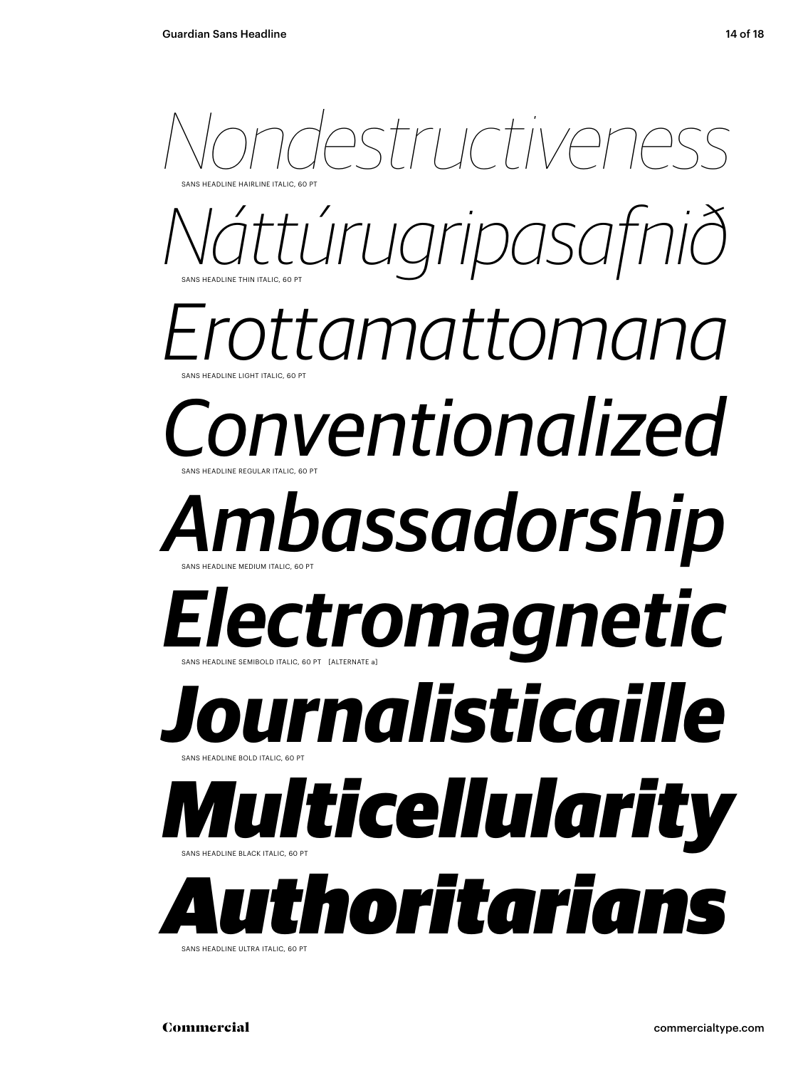*Nondestructiveness*

SANS HEADLINE HAIRLINE ITALIC, 60 PT

*Náttúrugripasafnið*

SANS HEADLINE THIN ITALIC, 60 PT

*Erottamattomana*

SANS HEADLINE LIGHT ITALIC, 60 PT

*Conventionalized*

SANS HEADLINE REGULAR ITALIC, 60 PT

***Ambassadorship***

SANS HEADLINE MEDIUM ITALIC, 60 PT

***Electromagnetic***

SANS HEADLINE SEMIBOLD ITALIC, 60 PT [ALTERNATE a]

***Journalisticaille***

SANS HEADLINE BOLD ITALIC, 60 PT

***Multicellularity***

SANS HEADLINE BLACK ITALIC, 60 PT

***Authoritarians***

SANS HEADLINE ULTRA ITALIC, 60 PT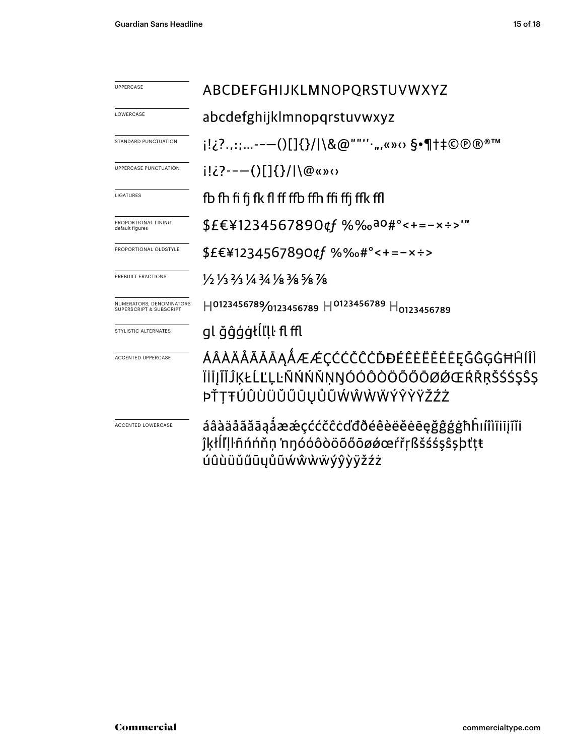UPPERCASE

ABCDEFGHIJKLMNOPQRSTUVWXYZ

LOWERCASE

abcdefghijklmnopqrstuvwxyz

STANDARD PUNCTUATION

¡!¿?.,:;…-–—()[]{}/|\&@“”‘’·„‚«»‹› §•¶†‡©℗®®™

UPPERCASE PUNCTUATION

¡!¿?-–—()[]{}/|\@«»‹›

LIGATURES

fb fh fi fj fk fl ff ffb ffh ffi ffj ffk ffl

PROPORTIONAL LINING
default figures

$£€¥1234567890¢ƒ %‰ªº#°<+=−×÷>′″

PROPORTIONAL OLDSTYLE

$£€¥1234567890¢ƒ %‰#°<+=−×÷>

PREBUILT FRACTIONS

½ ⅓ ⅔ ¼ ¾ ⅛ ⅜ ⅝ ⅞

NUMERATORS, DENOMINATORS
SUPERSCRIPT & SUBSCRIPT

H0123456789/0123456789 H0123456789 H0123456789

STYLISTIC ALTERNATES

gl ğĝģġłĺľļŀ fl ffl

ACCENTED UPPERCASE

ÁÂÀÄÅÃĂĀĄǺÆǼÇĆČĈĊĎĐÉÊÈËĚĖĒĘĞĜĢĠĦĤÍÎÌ
ÏĪĮĨĬĴĶŁĹĽĻĿÑŃŇŅŊÓÔÒÖÕŐŌØǾŒŔŘŖŠŚŞŜȘ
ÞŤŢŦÚÛÙÜŬŰŪŲŮŨẂŴẀẄÝŶỲŸŽŹŻ

ACCENTED LOWERCASE

áâàäåãăāąǻæǽçćčĉċďđðéêèëěėēęğĝģġħĥıíîìïīįĩĭi
ĵķłĺľļŀñńňņ ŉŋóôòöõőōøǿœŕřŗßšśşŝșþťţŧ
úûùüŭűūųůũẃŵẁẅýŷỳÿžźż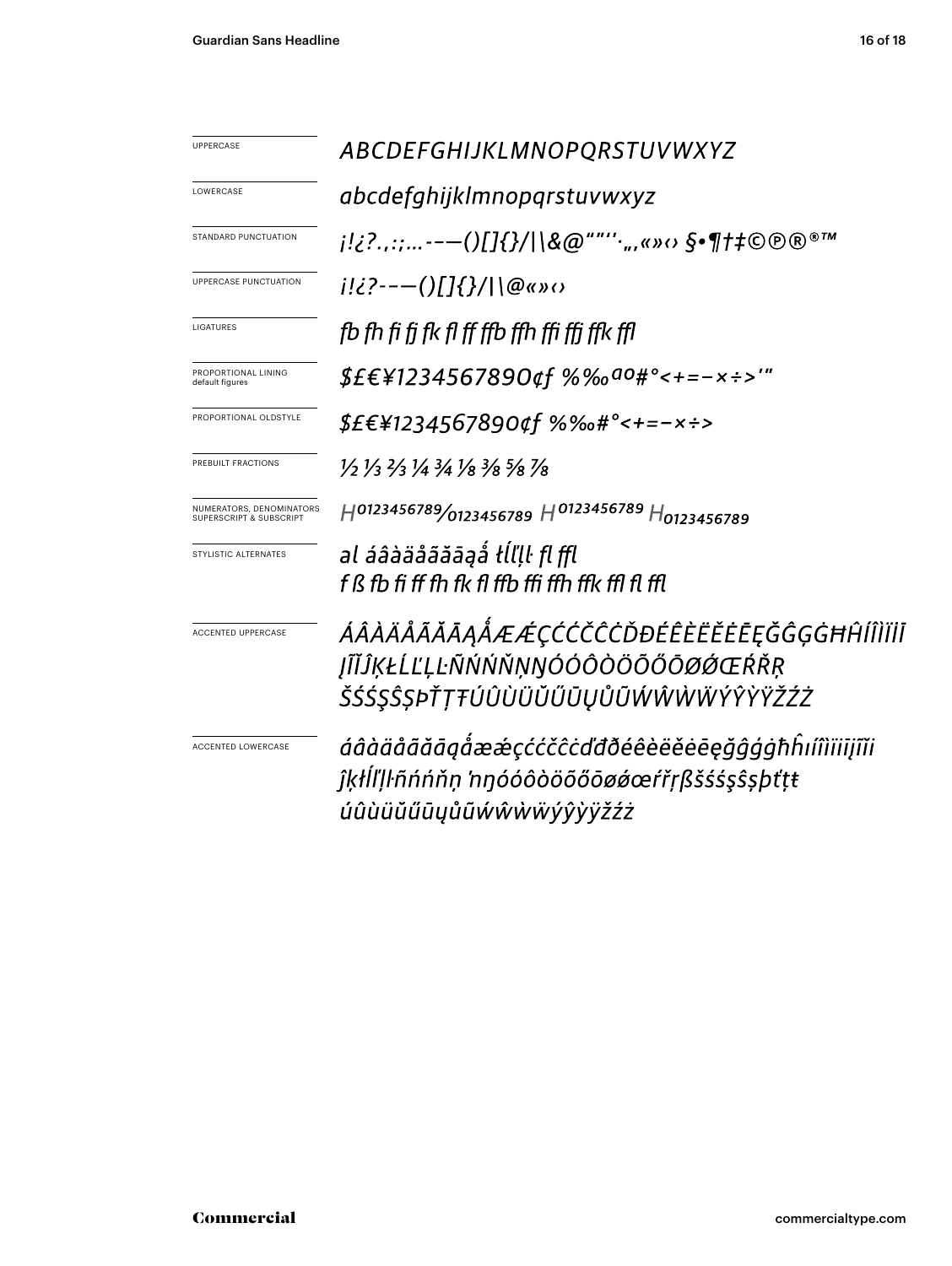| | |
|---|---|
| UPPERCASE | *ABCDEFGHIJKLMNOPQRSTUVWXYZ* |
| LOWERCASE | *abcdefghijklmnopqrstuvwxyz* |
| STANDARD PUNCTUATION | *¡!¿?.,:;…-–—()[]{}/\|\&@“”‘’·„‚«»‹› §•¶†‡©℗®®™* |
| UPPERCASE PUNCTUATION | *¡!¿?-–—()[]{}/\|\@«»‹›* |
| LIGATURES | *fb fh fi fj fk fl ff ffb ffh ffi ffj ffk ffl* |
| PROPORTIONAL LINING default figures | *$£€¥1234567890¢ƒ %‰ªº#°<+=−×÷>'"* |
| PROPORTIONAL OLDSTYLE | *$£€¥1234567890¢ƒ %‰#°<+=−×÷>* |
| PREBUILT FRACTIONS | *½ ⅓ ⅔ ¼ ¾ ⅛ ⅜ ⅝ ⅞* |
| NUMERATORS, DENOMINATORS SUPERSCRIPT & SUBSCRIPT | *H0123456789⁄0123456789 H0123456789 H0123456789* |
| STYLISTIC ALTERNATES | *al áâàäåãăāąǻ łĺľļŀ fl ffl*<br>*f ß fb fi ff fh fk fl ffb ffi ffh ffk ffl fl ffl* |
| ACCENTED UPPERCASE | *ÁÂÀÄÅÃĂĀĄǺÆǼÇĆĈČĊĎĐÉÊÈËĚĖĒĘĞĜĢĠĦĤÍÎÌÏİĪ*<br>*ĮĨĴĶŁĹĽĻĿÑŃŅŇŊÓÔÒÖÕŐŌØǾŒŔŘŖ*<br>*ŠŚŞŜȘÞŤŢŦÚÛÙÜŬŰŪŲŮŨẂŴẀẄÝŶỲŸŽŹŻ* |
| ACCENTED LOWERCASE | *áâàäåãăāąǻæǽçćĉčċďđðéêèëěėēęğĝģġħĥıíîìïīįĩi*<br>*ĵķłĺľļŀñńņňŉŋóôòöõőōøǿœŕřŗßšśşŝșþťţŧ*<br>*úûùüŭűūųůũẃŵẁẅýŷỳÿžźż* |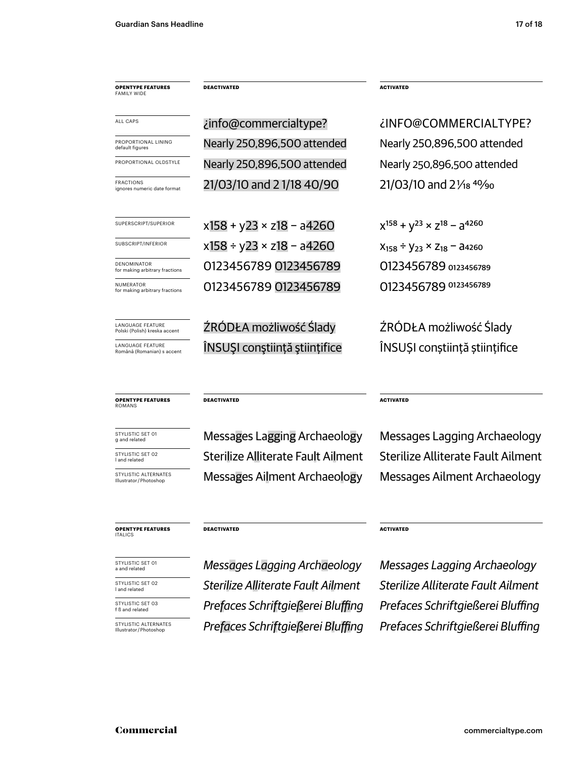| OPENTYPE FEATURES FAMILY WIDE | DEACTIVATED | ACTIVATED |
|---|---|---|
| ALL CAPS | ¿info@commercialtype? | ¿INFO@COMMERCIALTYPE? |
| PROPORTIONAL LINING default figures | Nearly 250,896,500 attended | Nearly 250,896,500 attended |
| PROPORTIONAL OLDSTYLE | Nearly 250,896,500 attended | Nearly 250,896,500 attended |
| FRACTIONS ignores numeric date format | 21/03/10 and 2 1/18 40/90 | 21/03/10 and 2 1⁄18 40⁄90 |
| SUPERSCRIPT/SUPERIOR | x158 + y23 × z18 – a4260 | $x^{158} + y^{23} \times z^{18} - a^{4260}$ |
| SUBSCRIPT/INFERIOR | x158 ÷ y23 × z18 – a4260 | $x_{158} \div y_{23} \times z_{18} - a_{4260}$ |
| DENOMINATOR for making arbitrary fractions | 0123456789 0123456789 | 0123456789 $_{0123456789}$ |
| NUMERATOR for making arbitrary fractions | 0123456789 0123456789 | 0123456789 $^{0123456789}$ |
| LANGUAGE FEATURE Polski (Polish) kreska accent | ŹRÓDŁA możliwość Ślady | ŹRÓDŁA możliwość Ślady |
| LANGUAGE FEATURE Română (Romanian) s accent | ÎNSUŞI conştiinţă ştiinţifice | ÎNSUȘI conștiință științifice |

| OPENTYPE FEATURES ROMANS | DEACTIVATED | ACTIVATED |
|---|---|---|
| STYLISTIC SET 01 g and related | Messages Lagging Archaeology | Messages Lagging Archaeology |
| STYLISTIC SET 02 l and related | Sterilize Alliterate Fault Ailment | Sterilize Alliterate Fault Ailment |
| STYLISTIC ALTERNATES Illustrator/Photoshop | Messages Ailment Archaeology | Messages Ailment Archaeology |

| OPENTYPE FEATURES ITALICS | DEACTIVATED | ACTIVATED |
|---|---|---|
| STYLISTIC SET 01 a and related | *Messages Lagging Archaeology* | *Messages Lagging Archaeology* |
| STYLISTIC SET 02 l and related | *Sterilize Alliterate Fault Ailment* | *Sterilize Alliterate Fault Ailment* |
| STYLISTIC SET 03 f ß and related | *Prefaces Schriftgießerei Bluffing* | *Prefaces Schriftgießerei Bluffing* |
| STYLISTIC ALTERNATES Illustrator/Photoshop | *Prefaces Schriftgießerei Bluffing* | *Prefaces Schriftgießerei Bluffing* |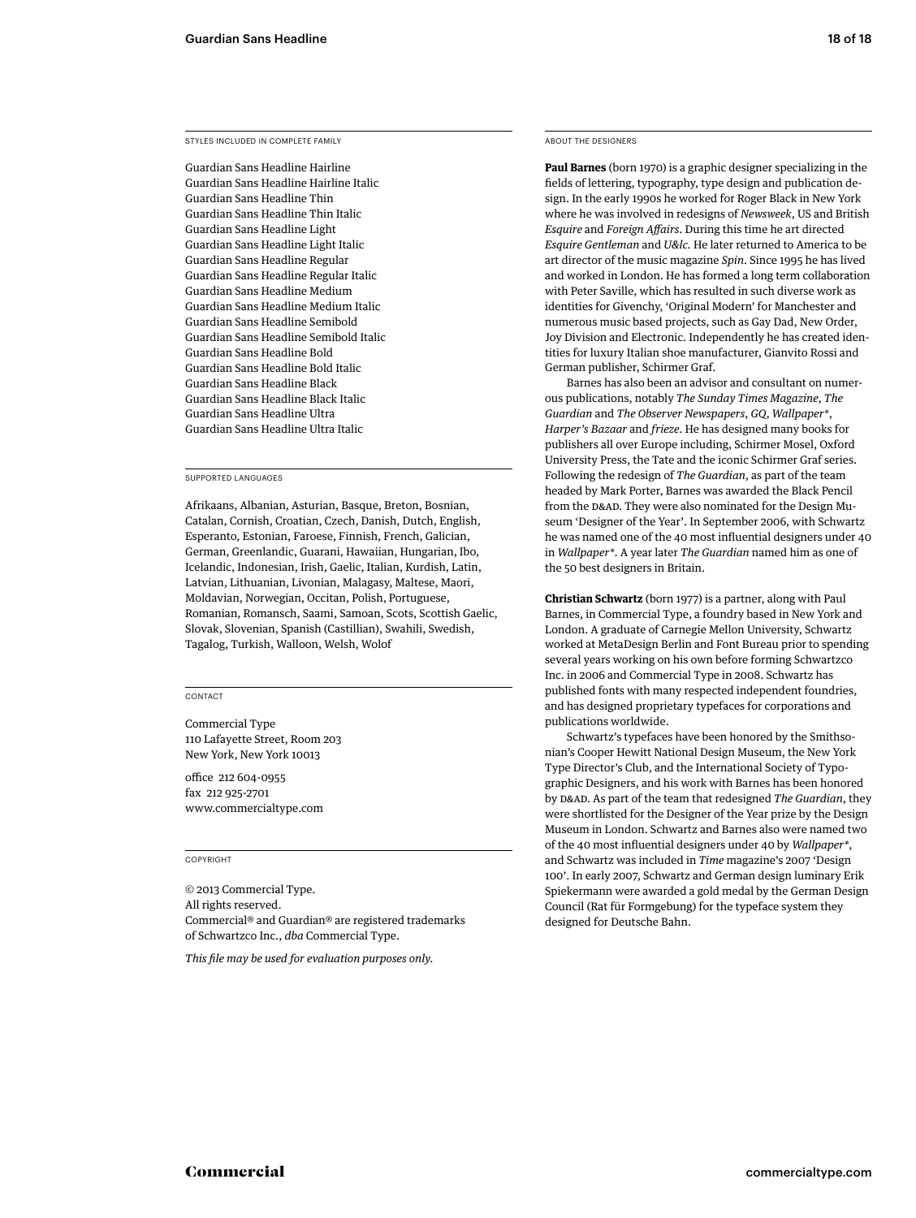## STYLES INCLUDED IN COMPLETE FAMILY

Guardian Sans Headline Hairline
Guardian Sans Headline Hairline Italic
Guardian Sans Headline Thin
Guardian Sans Headline Thin Italic
Guardian Sans Headline Light
Guardian Sans Headline Light Italic
Guardian Sans Headline Regular
Guardian Sans Headline Regular Italic
Guardian Sans Headline Medium
Guardian Sans Headline Medium Italic
Guardian Sans Headline Semibold
Guardian Sans Headline Semibold Italic
Guardian Sans Headline Bold
Guardian Sans Headline Bold Italic
Guardian Sans Headline Black
Guardian Sans Headline Black Italic
Guardian Sans Headline Ultra
Guardian Sans Headline Ultra Italic

## SUPPORTED LANGUAGES

Afrikaans, Albanian, Asturian, Basque, Breton, Bosnian, Catalan, Cornish, Croatian, Czech, Danish, Dutch, English, Esperanto, Estonian, Faroese, Finnish, French, Galician, German, Greenlandic, Guarani, Hawaiian, Hungarian, Ibo, Icelandic, Indonesian, Irish, Gaelic, Italian, Kurdish, Latin, Latvian, Lithuanian, Livonian, Malagasy, Maltese, Maori, Moldavian, Norwegian, Occitan, Polish, Portuguese, Romanian, Romansch, Saami, Samoan, Scots, Scottish Gaelic, Slovak, Slovenian, Spanish (Castillian), Swahili, Swedish, Tagalog, Turkish, Walloon, Welsh, Wolof

## CONTACT

Commercial Type
110 Lafayette Street, Room 203
New York, New York 10013

office 212 604-0955
fax 212 925-2701
www.commercialtype.com

## COPYRIGHT

© 2013 Commercial Type.
All rights reserved.
Commercial® and Guardian® are registered trademarks of Schwartzco Inc., *dba* Commercial Type.

*This file may be used for evaluation purposes only.*

## ABOUT THE DESIGNERS

**Paul Barnes** (born 1970) is a graphic designer specializing in the fields of lettering, typography, type design and publication design. In the early 1990s he worked for Roger Black in New York where he was involved in redesigns of *Newsweek*, US and British *Esquire* and *Foreign Affairs*. During this time he art directed *Esquire Gentleman* and *U&lc.* He later returned to America to be art director of the music magazine *Spin*. Since 1995 he has lived and worked in London. He has formed a long term collaboration with Peter Saville, which has resulted in such diverse work as identities for Givenchy, 'Original Modern' for Manchester and numerous music based projects, such as Gay Dad, New Order, Joy Division and Electronic. Independently he has created identities for luxury Italian shoe manufacturer, Gianvito Rossi and German publisher, Schirmer Graf.

Barnes has also been an advisor and consultant on numerous publications, notably *The Sunday Times Magazine*, *The Guardian* and *The Observer Newspapers*, *GQ*, *Wallpaper\**, *Harper's Bazaar* and *frieze*. He has designed many books for publishers all over Europe including, Schirmer Mosel, Oxford University Press, the Tate and the iconic Schirmer Graf series. Following the redesign of *The Guardian*, as part of the team headed by Mark Porter, Barnes was awarded the Black Pencil from the D&AD. They were also nominated for the Design Museum 'Designer of the Year'. In September 2006, with Schwartz he was named one of the 40 most influential designers under 40 in *Wallpaper\**. A year later *The Guardian* named him as one of the 50 best designers in Britain.

**Christian Schwartz** (born 1977) is a partner, along with Paul Barnes, in Commercial Type, a foundry based in New York and London. A graduate of Carnegie Mellon University, Schwartz worked at MetaDesign Berlin and Font Bureau prior to spending several years working on his own before forming Schwartzco Inc. in 2006 and Commercial Type in 2008. Schwartz has published fonts with many respected independent foundries, and has designed proprietary typefaces for corporations and publications worldwide.

Schwartz's typefaces have been honored by the Smithsonian's Cooper Hewitt National Design Museum, the New York Type Director's Club, and the International Society of Typographic Designers, and his work with Barnes has been honored by D&AD. As part of the team that redesigned *The Guardian*, they were shortlisted for the Designer of the Year prize by the Design Museum in London. Schwartz and Barnes also were named two of the 40 most influential designers under 40 by *Wallpaper\**, and Schwartz was included in *Time* magazine's 2007 'Design 100'. In early 2007, Schwartz and German design luminary Erik Spiekermann were awarded a gold medal by the German Design Council (Rat für Formgebung) for the typeface system they designed for Deutsche Bahn.